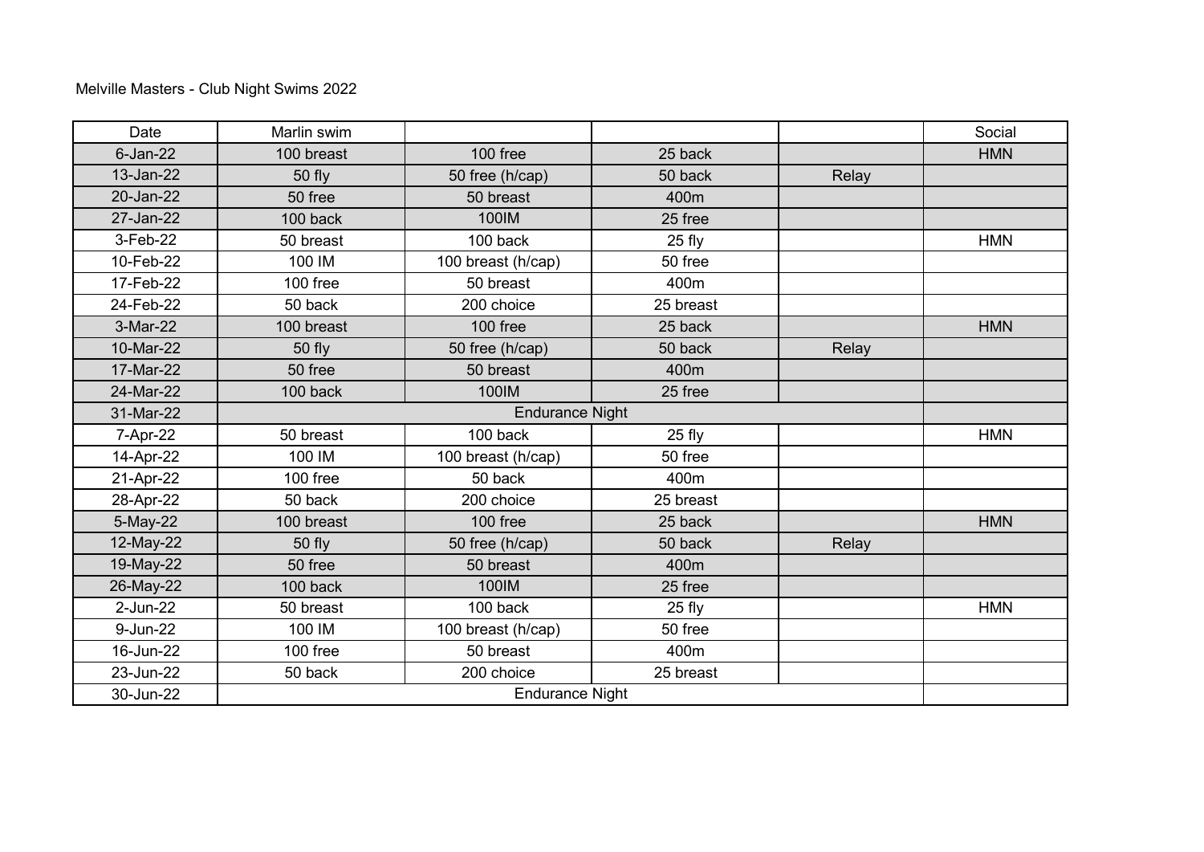Melville Masters - Club Night Swims 2022

| Date | Marlin swim | | | | Social |
|---|---|---|---|---|---|
| 6-Jan-22 | 100 breast | 100 free | 25 back | | HMN |
| 13-Jan-22 | 50 fly | 50 free (h/cap) | 50 back | Relay | |
| 20-Jan-22 | 50 free | 50 breast | 400m | | |
| 27-Jan-22 | 100 back | 100IM | 25 free | | |
| 3-Feb-22 | 50 breast | 100 back | 25 fly | | HMN |
| 10-Feb-22 | 100 IM | 100 breast (h/cap) | 50 free | | |
| 17-Feb-22 | 100 free | 50 breast | 400m | | |
| 24-Feb-22 | 50 back | 200 choice | 25 breast | | |
| 3-Mar-22 | 100 breast | 100 free | 25 back | | HMN |
| 10-Mar-22 | 50 fly | 50 free (h/cap) | 50 back | Relay | |
| 17-Mar-22 | 50 free | 50 breast | 400m | | |
| 24-Mar-22 | 100 back | 100IM | 25 free | | |
| 31-Mar-22 | Endurance Night | | | | |
| 7-Apr-22 | 50 breast | 100 back | 25 fly | | HMN |
| 14-Apr-22 | 100 IM | 100 breast (h/cap) | 50 free | | |
| 21-Apr-22 | 100 free | 50 back | 400m | | |
| 28-Apr-22 | 50 back | 200 choice | 25 breast | | |
| 5-May-22 | 100 breast | 100 free | 25 back | | HMN |
| 12-May-22 | 50 fly | 50 free (h/cap) | 50 back | Relay | |
| 19-May-22 | 50 free | 50 breast | 400m | | |
| 26-May-22 | 100 back | 100IM | 25 free | | |
| 2-Jun-22 | 50 breast | 100 back | 25 fly | | HMN |
| 9-Jun-22 | 100 IM | 100 breast (h/cap) | 50 free | | |
| 16-Jun-22 | 100 free | 50 breast | 400m | | |
| 23-Jun-22 | 50 back | 200 choice | 25 breast | | |
| 30-Jun-22 | Endurance Night | | | | |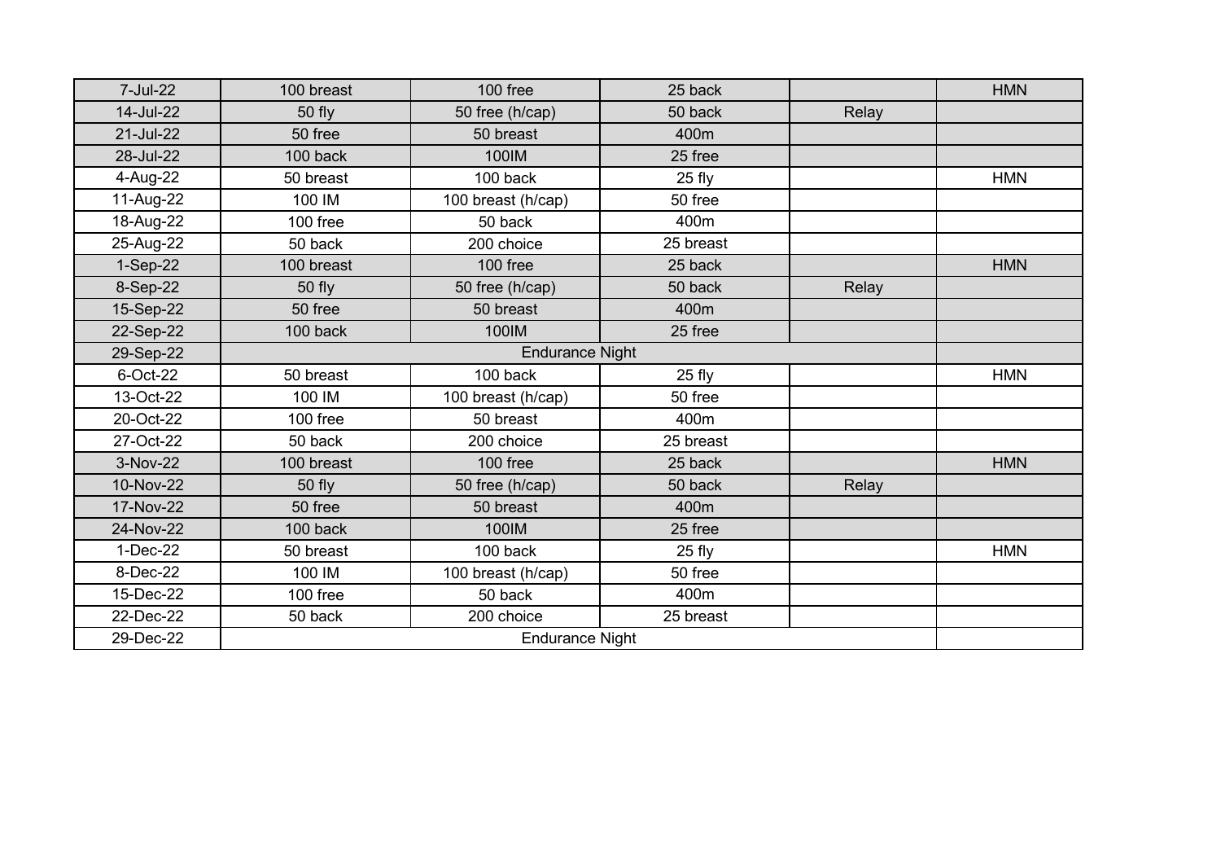| | | | | | |
|---|---|---|---|---|---|
| 7-Jul-22 | 100 breast | 100 free | 25 back | | HMN |
| 14-Jul-22 | 50 fly | 50 free (h/cap) | 50 back | Relay | |
| 21-Jul-22 | 50 free | 50 breast | 400m | | |
| 28-Jul-22 | 100 back | 100IM | 25 free | | |
| 4-Aug-22 | 50 breast | 100 back | 25 fly | | HMN |
| 11-Aug-22 | 100 IM | 100 breast (h/cap) | 50 free | | |
| 18-Aug-22 | 100 free | 50 back | 400m | | |
| 25-Aug-22 | 50 back | 200 choice | 25 breast | | |
| 1-Sep-22 | 100 breast | 100 free | 25 back | | HMN |
| 8-Sep-22 | 50 fly | 50 free (h/cap) | 50 back | Relay | |
| 15-Sep-22 | 50 free | 50 breast | 400m | | |
| 22-Sep-22 | 100 back | 100IM | 25 free | | |
| 29-Sep-22 | Endurance Night | | | | |
| 6-Oct-22 | 50 breast | 100 back | 25 fly | | HMN |
| 13-Oct-22 | 100 IM | 100 breast (h/cap) | 50 free | | |
| 20-Oct-22 | 100 free | 50 breast | 400m | | |
| 27-Oct-22 | 50 back | 200 choice | 25 breast | | |
| 3-Nov-22 | 100 breast | 100 free | 25 back | | HMN |
| 10-Nov-22 | 50 fly | 50 free (h/cap) | 50 back | Relay | |
| 17-Nov-22 | 50 free | 50 breast | 400m | | |
| 24-Nov-22 | 100 back | 100IM | 25 free | | |
| 1-Dec-22 | 50 breast | 100 back | 25 fly | | HMN |
| 8-Dec-22 | 100 IM | 100 breast (h/cap) | 50 free | | |
| 15-Dec-22 | 100 free | 50 back | 400m | | |
| 22-Dec-22 | 50 back | 200 choice | 25 breast | | |
| 29-Dec-22 | Endurance Night | | | | |